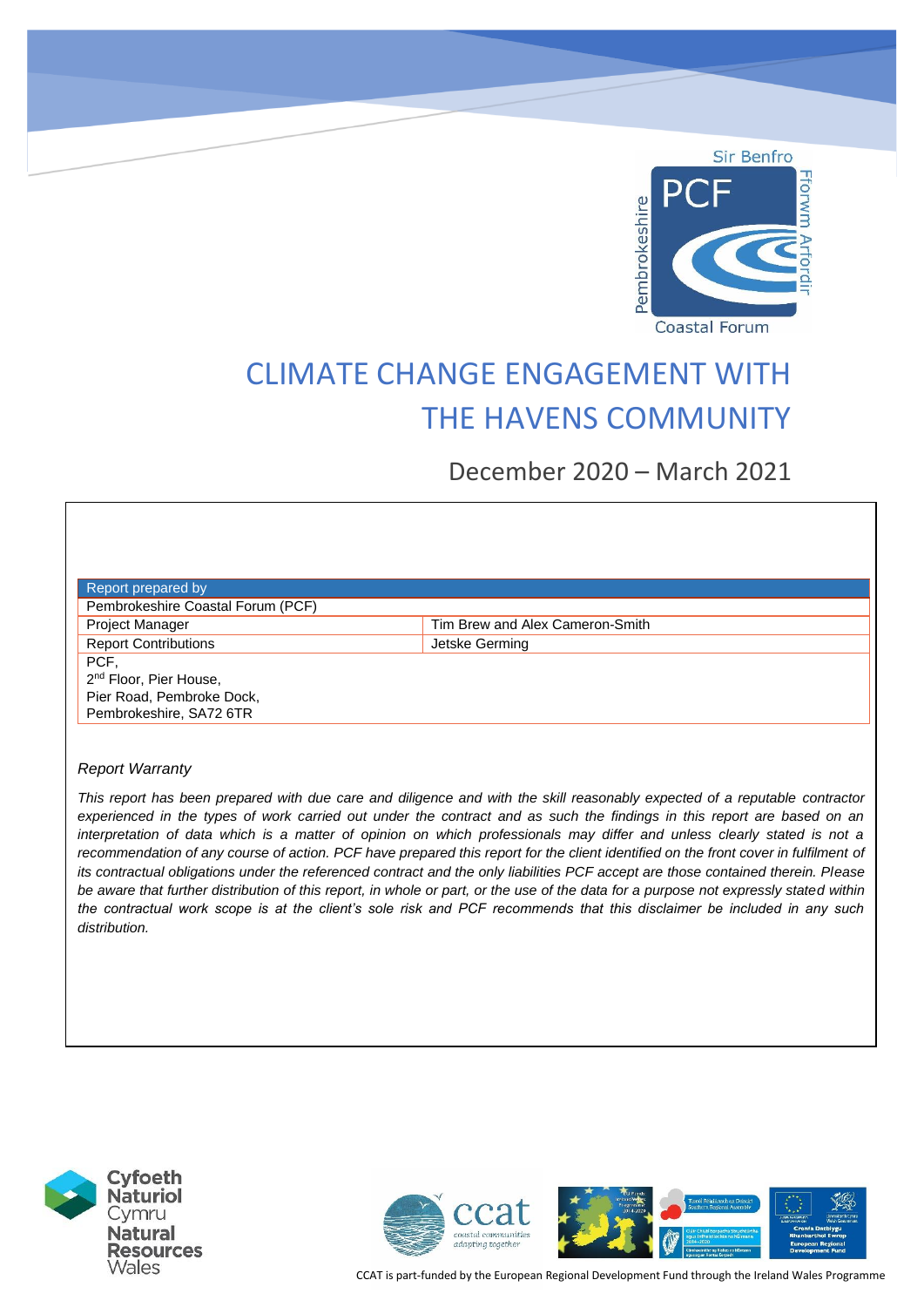# CLIMATE CHANGE ENGAGEMENT WITH THE HAVENS COMMUNITY

December 2020 – March 2021

| Report prepared by | |
|---|---|
| Pembrokeshire Coastal Forum (PCF) | |
| Project Manager | Tim Brew and Alex Cameron-Smith |
| Report Contributions | Jetske Germing |
| PCF,<br>2nd Floor, Pier House,<br>Pier Road, Pembroke Dock,<br>Pembrokeshire, SA72 6TR | |

*Report Warranty*

*This report has been prepared with due care and diligence and with the skill reasonably expected of a reputable contractor experienced in the types of work carried out under the contract and as such the findings in this report are based on an interpretation of data which is a matter of opinion on which professionals may differ and unless clearly stated is not a recommendation of any course of action. PCF have prepared this report for the client identified on the front cover in fulfilment of its contractual obligations under the referenced contract and the only liabilities PCF accept are those contained therein. Please be aware that further distribution of this report, in whole or part, or the use of the data for a purpose not expressly stated within the contractual work scope is at the client's sole risk and PCF recommends that this disclaimer be included in any such distribution.*

CCAT is part-funded by the European Regional Development Fund through the Ireland Wales Programme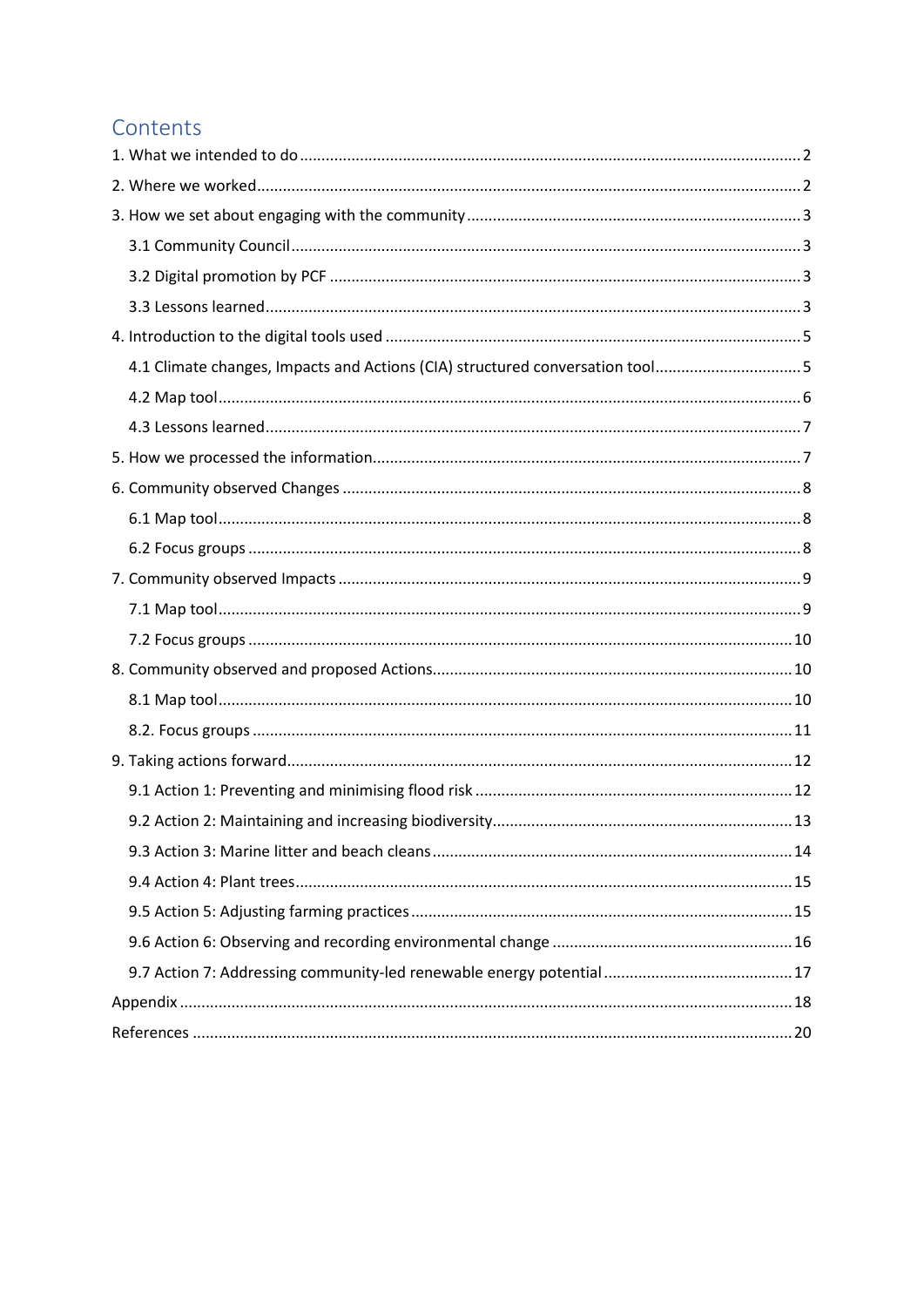# Contents

1. What we intended to do ..... 2
2. Where we worked ..... 2
3. How we set about engaging with the community ..... 3
   - 3.1 Community Council ..... 3
   - 3.2 Digital promotion by PCF ..... 3
   - 3.3 Lessons learned ..... 3
4. Introduction to the digital tools used ..... 5
   - 4.1 Climate changes, Impacts and Actions (CIA) structured conversation tool ..... 5
   - 4.2 Map tool ..... 6
   - 4.3 Lessons learned ..... 7
5. How we processed the information ..... 7
6. Community observed Changes ..... 8
   - 6.1 Map tool ..... 8
   - 6.2 Focus groups ..... 8
7. Community observed Impacts ..... 9
   - 7.1 Map tool ..... 9
   - 7.2 Focus groups ..... 10
8. Community observed and proposed Actions ..... 10
   - 8.1 Map tool ..... 10
   - 8.2. Focus groups ..... 11
9. Taking actions forward ..... 12
   - 9.1 Action 1: Preventing and minimising flood risk ..... 12
   - 9.2 Action 2: Maintaining and increasing biodiversity ..... 13
   - 9.3 Action 3: Marine litter and beach cleans ..... 14
   - 9.4 Action 4: Plant trees ..... 15
   - 9.5 Action 5: Adjusting farming practices ..... 15
   - 9.6 Action 6: Observing and recording environmental change ..... 16
   - 9.7 Action 7: Addressing community-led renewable energy potential ..... 17

Appendix ..... 18

References ..... 20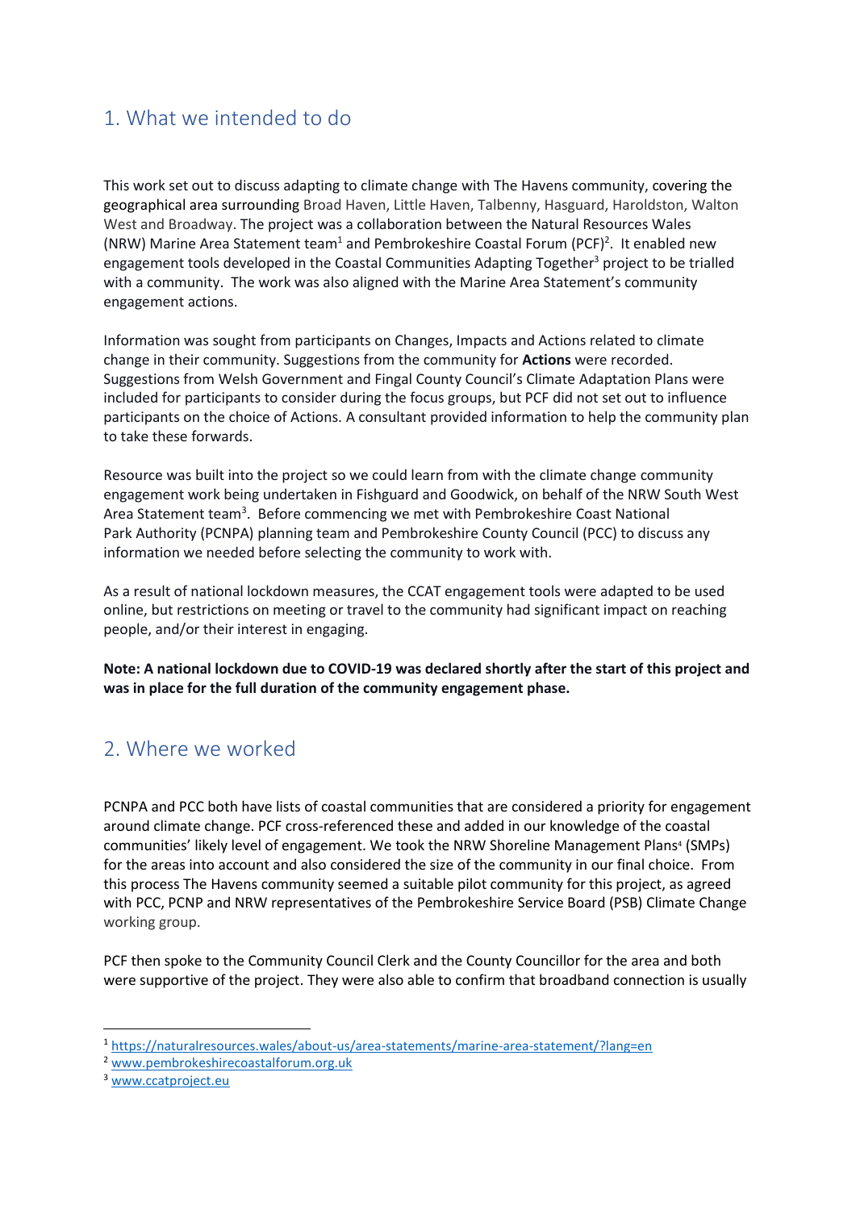## 1. What we intended to do

This work set out to discuss adapting to climate change with The Havens community, covering the geographical area surrounding Broad Haven, Little Haven, Talbenny, Hasguard, Haroldston, Walton West and Broadway. The project was a collaboration between the Natural Resources Wales (NRW) Marine Area Statement team[1] and Pembrokeshire Coastal Forum (PCF)[2]. It enabled new engagement tools developed in the Coastal Communities Adapting Together[3] project to be trialled with a community. The work was also aligned with the Marine Area Statement's community engagement actions.

Information was sought from participants on Changes, Impacts and Actions related to climate change in their community. Suggestions from the community for **Actions** were recorded. Suggestions from Welsh Government and Fingal County Council's Climate Adaptation Plans were included for participants to consider during the focus groups, but PCF did not set out to influence participants on the choice of Actions. A consultant provided information to help the community plan to take these forwards.

Resource was built into the project so we could learn from with the climate change community engagement work being undertaken in Fishguard and Goodwick, on behalf of the NRW South West Area Statement team[3]. Before commencing we met with Pembrokeshire Coast National Park Authority (PCNPA) planning team and Pembrokeshire County Council (PCC) to discuss any information we needed before selecting the community to work with.

As a result of national lockdown measures, the CCAT engagement tools were adapted to be used online, but restrictions on meeting or travel to the community had significant impact on reaching people, and/or their interest in engaging.

**Note: A national lockdown due to COVID-19 was declared shortly after the start of this project and was in place for the full duration of the community engagement phase.**

## 2. Where we worked

PCNPA and PCC both have lists of coastal communities that are considered a priority for engagement around climate change. PCF cross-referenced these and added in our knowledge of the coastal communities' likely level of engagement. We took the NRW Shoreline Management Plans[4] (SMPs) for the areas into account and also considered the size of the community in our final choice. From this process The Havens community seemed a suitable pilot community for this project, as agreed with PCC, PCNP and NRW representatives of the Pembrokeshire Service Board (PSB) Climate Change working group.

PCF then spoke to the Community Council Clerk and the County Councillor for the area and both were supportive of the project. They were also able to confirm that broadband connection is usually

[1] https://naturalresources.wales/about-us/area-statements/marine-area-statement/?lang=en

[2] www.pembrokeshirecoastalforum.org.uk

[3] www.ccatproject.eu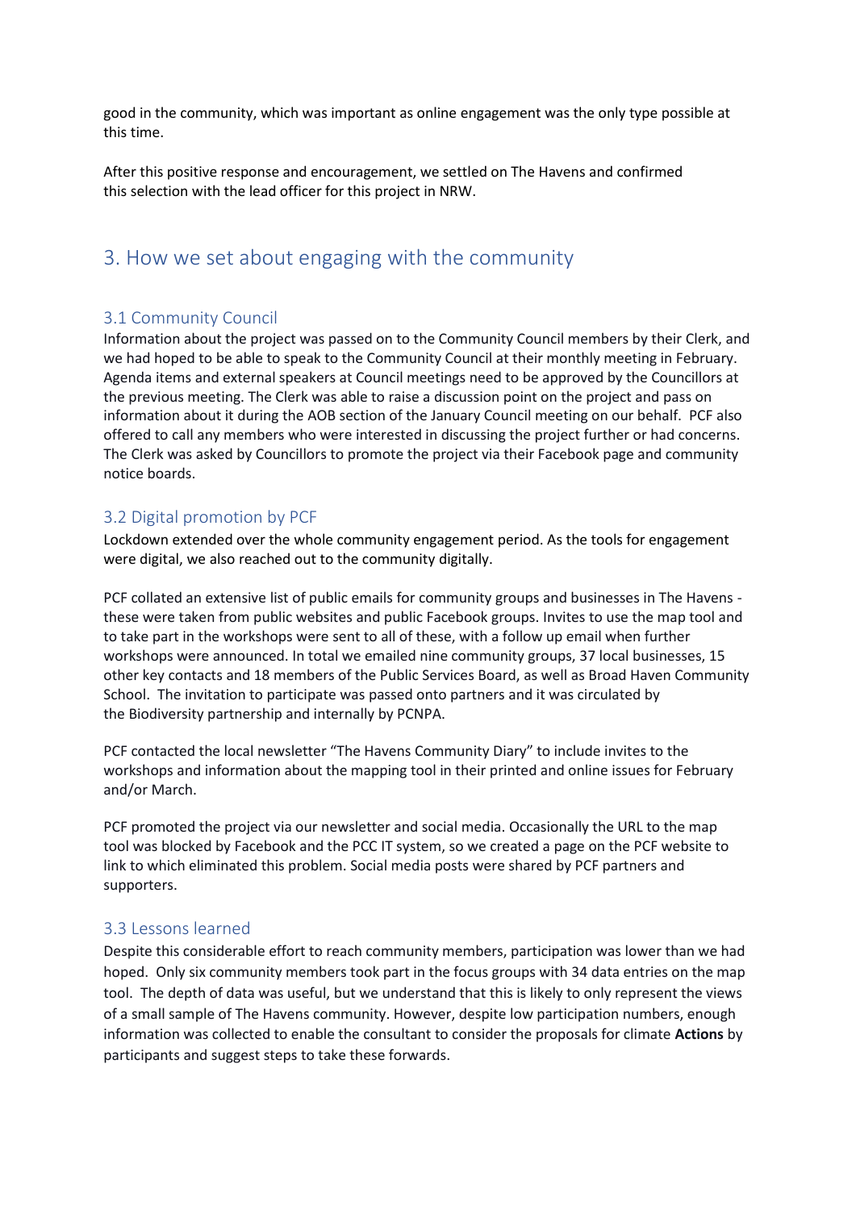good in the community, which was important as online engagement was the only type possible at this time.

After this positive response and encouragement, we settled on The Havens and confirmed this selection with the lead officer for this project in NRW.

## 3. How we set about engaging with the community

### 3.1 Community Council

Information about the project was passed on to the Community Council members by their Clerk, and we had hoped to be able to speak to the Community Council at their monthly meeting in February. Agenda items and external speakers at Council meetings need to be approved by the Councillors at the previous meeting. The Clerk was able to raise a discussion point on the project and pass on information about it during the AOB section of the January Council meeting on our behalf. PCF also offered to call any members who were interested in discussing the project further or had concerns. The Clerk was asked by Councillors to promote the project via their Facebook page and community notice boards.

### 3.2 Digital promotion by PCF

Lockdown extended over the whole community engagement period. As the tools for engagement were digital, we also reached out to the community digitally.

PCF collated an extensive list of public emails for community groups and businesses in The Havens - these were taken from public websites and public Facebook groups. Invites to use the map tool and to take part in the workshops were sent to all of these, with a follow up email when further workshops were announced. In total we emailed nine community groups, 37 local businesses, 15 other key contacts and 18 members of the Public Services Board, as well as Broad Haven Community School. The invitation to participate was passed onto partners and it was circulated by the Biodiversity partnership and internally by PCNPA.

PCF contacted the local newsletter "The Havens Community Diary" to include invites to the workshops and information about the mapping tool in their printed and online issues for February and/or March.

PCF promoted the project via our newsletter and social media. Occasionally the URL to the map tool was blocked by Facebook and the PCC IT system, so we created a page on the PCF website to link to which eliminated this problem. Social media posts were shared by PCF partners and supporters.

### 3.3 Lessons learned

Despite this considerable effort to reach community members, participation was lower than we had hoped. Only six community members took part in the focus groups with 34 data entries on the map tool. The depth of data was useful, but we understand that this is likely to only represent the views of a small sample of The Havens community. However, despite low participation numbers, enough information was collected to enable the consultant to consider the proposals for climate **Actions** by participants and suggest steps to take these forwards.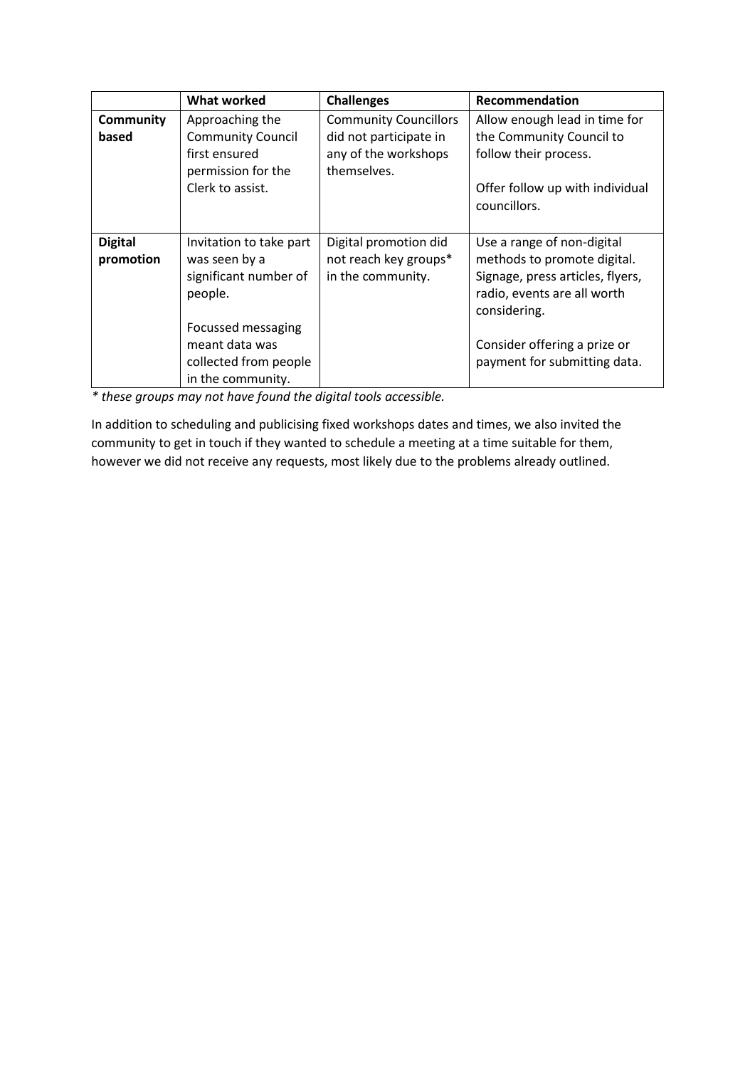| | What worked | Challenges | Recommendation |
|---|---|---|---|
| **Community based** | Approaching the Community Council first ensured permission for the Clerk to assist. | Community Councillors did not participate in any of the workshops themselves. | Allow enough lead in time for the Community Council to follow their process.<br><br>Offer follow up with individual councillors. |
| **Digital promotion** | Invitation to take part was seen by a significant number of people.<br><br>Focussed messaging meant data was collected from people in the community. | Digital promotion did not reach key groups* in the community. | Use a range of non-digital methods to promote digital. Signage, press articles, flyers, radio, events are all worth considering.<br><br>Consider offering a prize or payment for submitting data. |

*\* these groups may not have found the digital tools accessible.*

In addition to scheduling and publicising fixed workshops dates and times, we also invited the community to get in touch if they wanted to schedule a meeting at a time suitable for them, however we did not receive any requests, most likely due to the problems already outlined.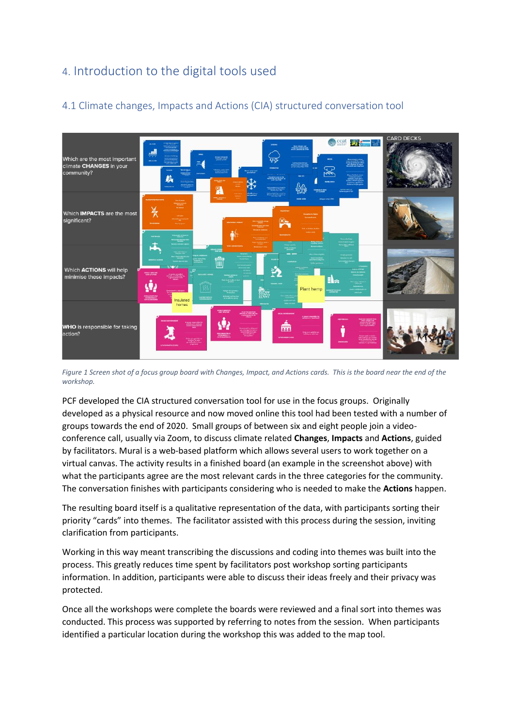# 4. Introduction to the digital tools used

## 4.1 Climate changes, Impacts and Actions (CIA) structured conversation tool

*Figure 1 Screen shot of a focus group board with Changes, Impact, and Actions cards. This is the board near the end of the workshop.*

PCF developed the CIA structured conversation tool for use in the focus groups. Originally developed as a physical resource and now moved online this tool had been tested with a number of groups towards the end of 2020. Small groups of between six and eight people join a video-conference call, usually via Zoom, to discuss climate related **Changes**, **Impacts** and **Actions**, guided by facilitators. Mural is a web-based platform which allows several users to work together on a virtual canvas. The activity results in a finished board (an example in the screenshot above) with what the participants agree are the most relevant cards in the three categories for the community. The conversation finishes with participants considering who is needed to make the **Actions** happen.

The resulting board itself is a qualitative representation of the data, with participants sorting their priority "cards" into themes. The facilitator assisted with this process during the session, inviting clarification from participants.

Working in this way meant transcribing the discussions and coding into themes was built into the process. This greatly reduces time spent by facilitators post workshop sorting participants information. In addition, participants were able to discuss their ideas freely and their privacy was protected.

Once all the workshops were complete the boards were reviewed and a final sort into themes was conducted. This process was supported by referring to notes from the session. When participants identified a particular location during the workshop this was added to the map tool.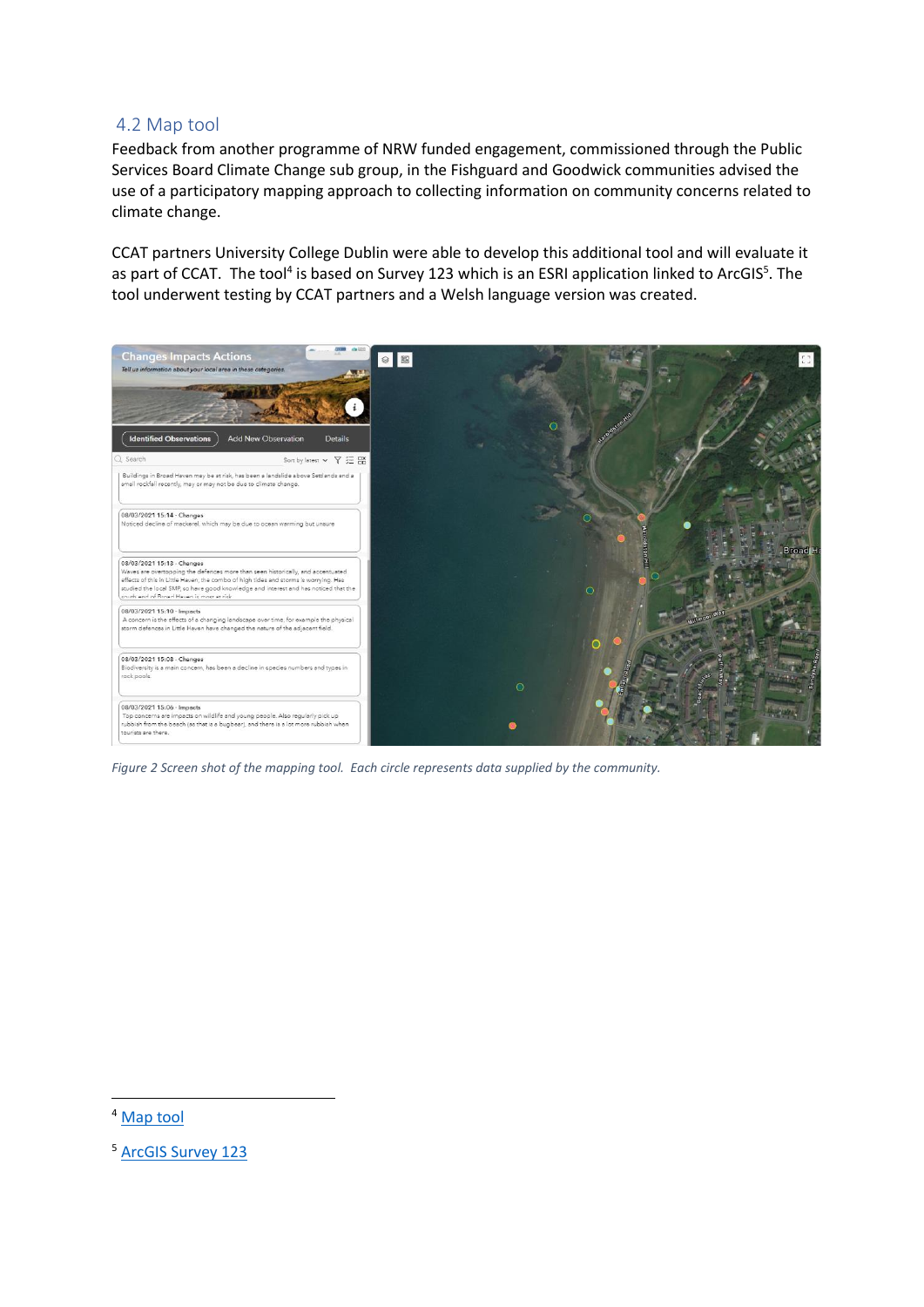## 4.2 Map tool

Feedback from another programme of NRW funded engagement, commissioned through the Public Services Board Climate Change sub group, in the Fishguard and Goodwick communities advised the use of a participatory mapping approach to collecting information on community concerns related to climate change.

CCAT partners University College Dublin were able to develop this additional tool and will evaluate it as part of CCAT. The tool[4] is based on Survey 123 which is an ESRI application linked to ArcGIS[5]. The tool underwent testing by CCAT partners and a Welsh language version was created.

*Figure 2 Screen shot of the mapping tool. Each circle represents data supplied by the community.*

---

[4] Map tool

[5] ArcGIS Survey 123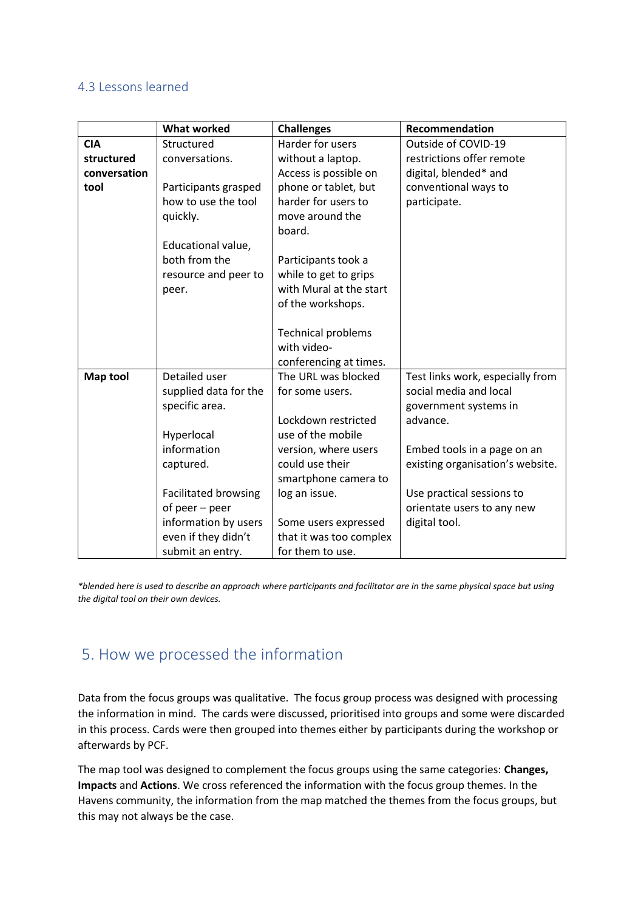### 4.3 Lessons learned

| | What worked | Challenges | Recommendation |
|---|---|---|---|
| **CIA structured conversation tool** | Structured conversations.<br><br>Participants grasped how to use the tool quickly.<br><br>Educational value, both from the resource and peer to peer. | Harder for users without a laptop. Access is possible on phone or tablet, but harder for users to move around the board.<br><br>Participants took a while to get to grips with Mural at the start of the workshops.<br><br>Technical problems with video-conferencing at times. | Outside of COVID-19 restrictions offer remote digital, blended* and conventional ways to participate. |
| **Map tool** | Detailed user supplied data for the specific area.<br><br>Hyperlocal information captured.<br><br>Facilitated browsing of peer – peer information by users even if they didn't submit an entry. | The URL was blocked for some users.<br><br>Lockdown restricted use of the mobile version, where users could use their smartphone camera to log an issue.<br><br>Some users expressed that it was too complex for them to use. | Test links work, especially from social media and local government systems in advance.<br><br>Embed tools in a page on an existing organisation's website.<br><br>Use practical sessions to orientate users to any new digital tool. |

*\*blended here is used to describe an approach where participants and facilitator are in the same physical space but using the digital tool on their own devices.*

## 5. How we processed the information

Data from the focus groups was qualitative. The focus group process was designed with processing the information in mind. The cards were discussed, prioritised into groups and some were discarded in this process. Cards were then grouped into themes either by participants during the workshop or afterwards by PCF.

The map tool was designed to complement the focus groups using the same categories: **Changes, Impacts** and **Actions**. We cross referenced the information with the focus group themes. In the Havens community, the information from the map matched the themes from the focus groups, but this may not always be the case.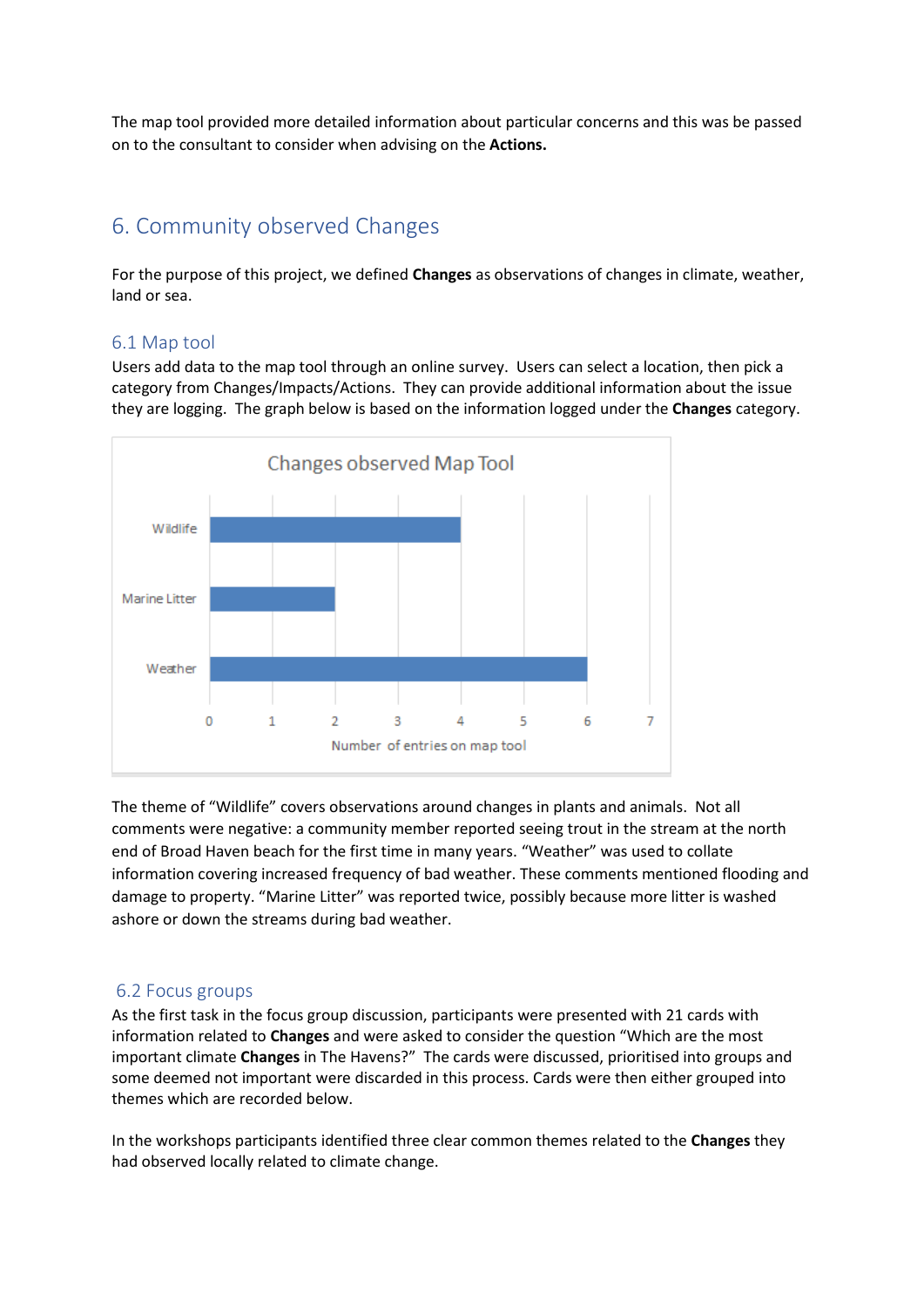The map tool provided more detailed information about particular concerns and this was be passed on to the consultant to consider when advising on the **Actions.**

## 6. Community observed Changes

For the purpose of this project, we defined **Changes** as observations of changes in climate, weather, land or sea.

### 6.1 Map tool

Users add data to the map tool through an online survey. Users can select a location, then pick a category from Changes/Impacts/Actions. They can provide additional information about the issue they are logging. The graph below is based on the information logged under the **Changes** category.

**Changes observed Map Tool**

| Category | Number of entries on map tool |
|---|---|
| Wildlife | 4 |
| Marine Litter | 2 |
| Weather | 6 |

The theme of "Wildlife" covers observations around changes in plants and animals. Not all comments were negative: a community member reported seeing trout in the stream at the north end of Broad Haven beach for the first time in many years. "Weather" was used to collate information covering increased frequency of bad weather. These comments mentioned flooding and damage to property. "Marine Litter" was reported twice, possibly because more litter is washed ashore or down the streams during bad weather.

### 6.2 Focus groups

As the first task in the focus group discussion, participants were presented with 21 cards with information related to **Changes** and were asked to consider the question "Which are the most important climate **Changes** in The Havens?" The cards were discussed, prioritised into groups and some deemed not important were discarded in this process. Cards were then either grouped into themes which are recorded below.

In the workshops participants identified three clear common themes related to the **Changes** they had observed locally related to climate change.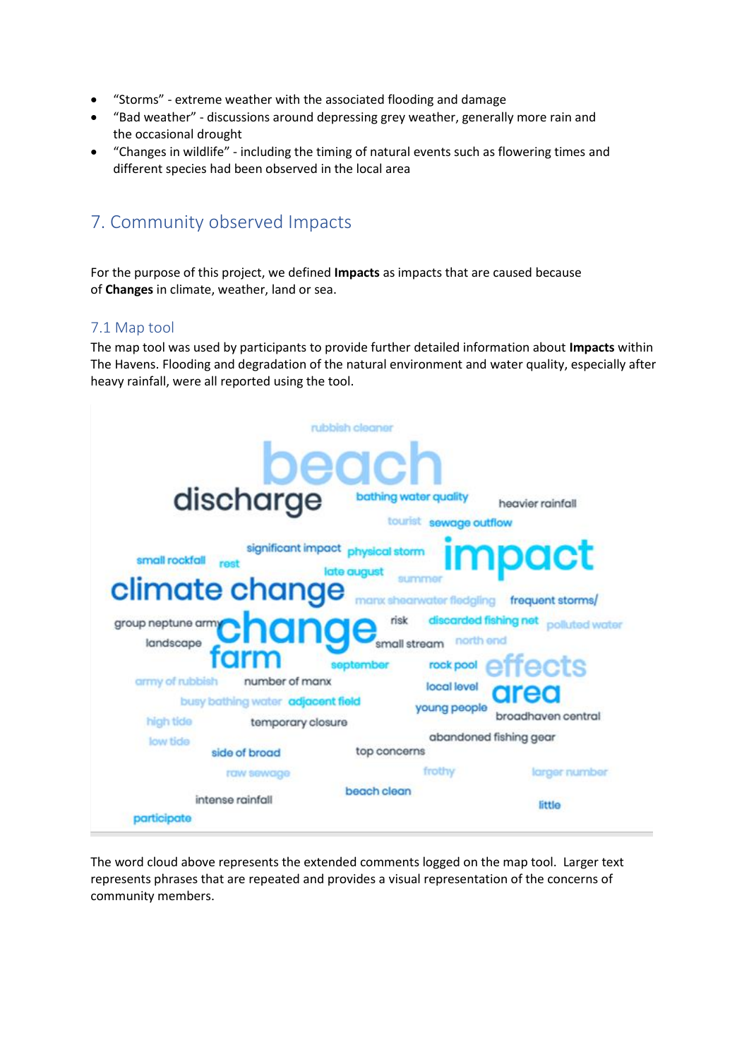- "Storms" - extreme weather with the associated flooding and damage
- "Bad weather" - discussions around depressing grey weather, generally more rain and the occasional drought
- "Changes in wildlife" - including the timing of natural events such as flowering times and different species had been observed in the local area

## 7. Community observed Impacts

For the purpose of this project, we defined **Impacts** as impacts that are caused because of **Changes** in climate, weather, land or sea.

### 7.1 Map tool

The map tool was used by participants to provide further detailed information about **Impacts** within The Havens. Flooding and degradation of the natural environment and water quality, especially after heavy rainfall, were all reported using the tool.

The word cloud above represents the extended comments logged on the map tool. Larger text represents phrases that are repeated and provides a visual representation of the concerns of community members.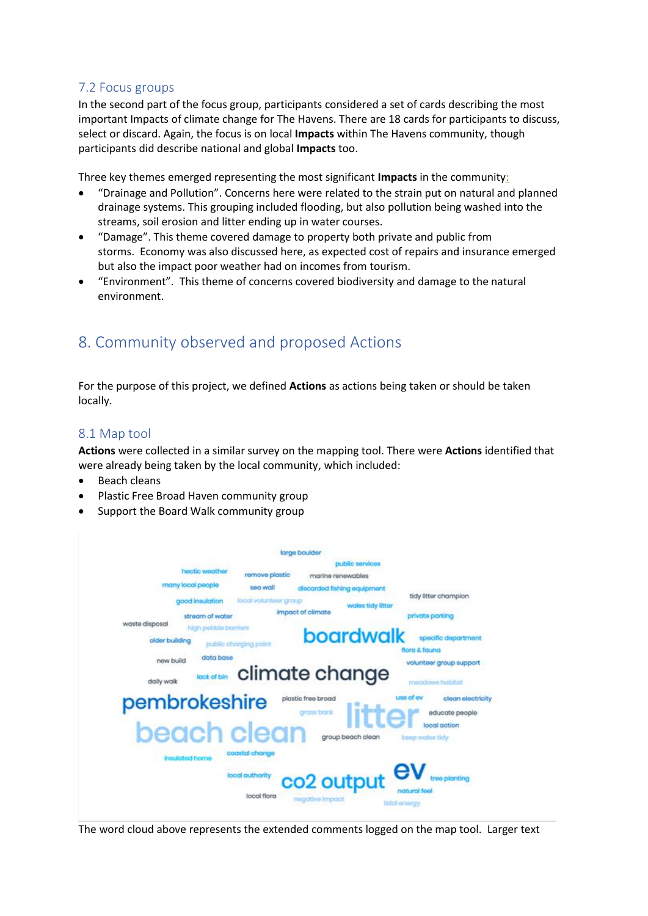## 7.2 Focus groups

In the second part of the focus group, participants considered a set of cards describing the most important Impacts of climate change for The Havens. There are 18 cards for participants to discuss, select or discard. Again, the focus is on local **Impacts** within The Havens community, though participants did describe national and global **Impacts** too.

Three key themes emerged representing the most significant **Impacts** in the community:

- "Drainage and Pollution". Concerns here were related to the strain put on natural and planned drainage systems. This grouping included flooding, but also pollution being washed into the streams, soil erosion and litter ending up in water courses.
- "Damage". This theme covered damage to property both private and public from storms. Economy was also discussed here, as expected cost of repairs and insurance emerged but also the impact poor weather had on incomes from tourism.
- "Environment". This theme of concerns covered biodiversity and damage to the natural environment.

# 8. Community observed and proposed Actions

For the purpose of this project, we defined **Actions** as actions being taken or should be taken locally.

## 8.1 Map tool

**Actions** were collected in a similar survey on the mapping tool. There were **Actions** identified that were already being taken by the local community, which included:

- Beach cleans
- Plastic Free Broad Haven community group
- Support the Board Walk community group

The word cloud above represents the extended comments logged on the map tool. Larger text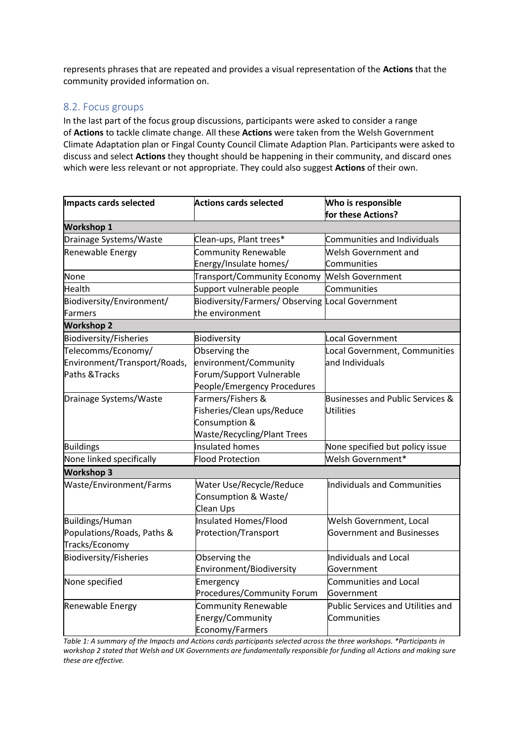represents phrases that are repeated and provides a visual representation of the **Actions** that the community provided information on.

## 8.2. Focus groups

In the last part of the focus group discussions, participants were asked to consider a range of **Actions** to tackle climate change. All these **Actions** were taken from the Welsh Government Climate Adaptation plan or Fingal County Council Climate Adaption Plan. Participants were asked to discuss and select **Actions** they thought should be happening in their community, and discard ones which were less relevant or not appropriate. They could also suggest **Actions** of their own.

| Impacts cards selected | Actions cards selected | Who is responsible for these Actions? |
|---|---|---|
| **Workshop 1** | | |
| Drainage Systems/Waste | Clean-ups, Plant trees* | Communities and Individuals |
| Renewable Energy | Community Renewable Energy/Insulate homes/ | Welsh Government and Communities |
| None | Transport/Community Economy | Welsh Government |
| Health | Support vulnerable people | Communities |
| Biodiversity/Environment/ Farmers | Biodiversity/Farmers/ Observing the environment | Local Government |
| **Workshop 2** | | |
| Biodiversity/Fisheries | Biodiversity | Local Government |
| Telecomms/Economy/ Environment/Transport/Roads, Paths &Tracks | Observing the environment/Community Forum/Support Vulnerable People/Emergency Procedures | Local Government, Communities and Individuals |
| Drainage Systems/Waste | Farmers/Fishers & Fisheries/Clean ups/Reduce Consumption & Waste/Recycling/Plant Trees | Businesses and Public Services & Utilities |
| Buildings | Insulated homes | None specified but policy issue |
| None linked specifically | Flood Protection | Welsh Government* |
| **Workshop 3** | | |
| Waste/Environment/Farms | Water Use/Recycle/Reduce Consumption & Waste/ Clean Ups | Individuals and Communities |
| Buildings/Human Populations/Roads, Paths & Tracks/Economy | Insulated Homes/Flood Protection/Transport | Welsh Government, Local Government and Businesses |
| Biodiversity/Fisheries | Observing the Environment/Biodiversity | Individuals and Local Government |
| None specified | Emergency Procedures/Community Forum | Communities and Local Government |
| Renewable Energy | Community Renewable Energy/Community Economy/Farmers | Public Services and Utilities and Communities |

*Table 1: A summary of the Impacts and Actions cards participants selected across the three workshops. *Participants in workshop 2 stated that Welsh and UK Governments are fundamentally responsible for funding all Actions and making sure these are effective.*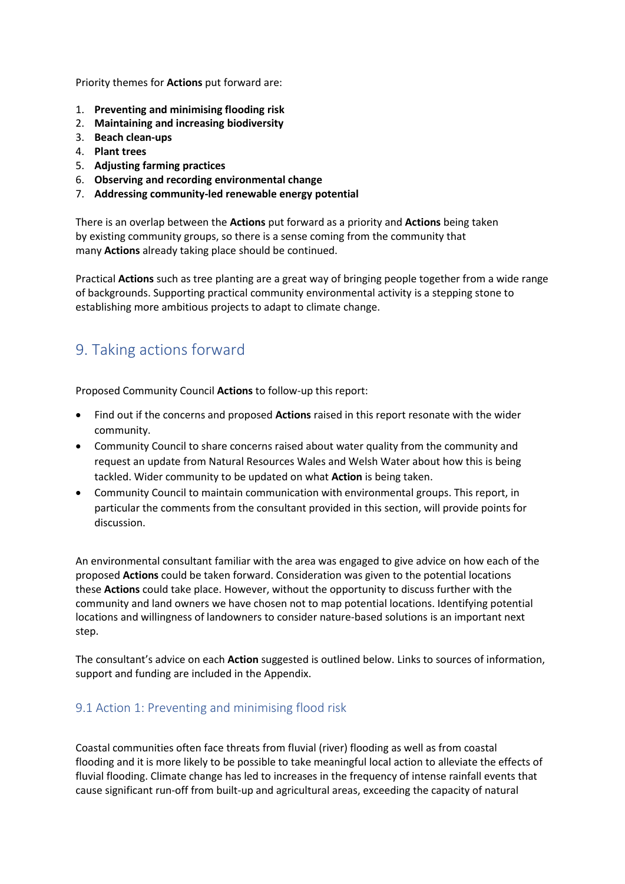Priority themes for **Actions** put forward are:

1. **Preventing and minimising flooding risk**
2. **Maintaining and increasing biodiversity**
3. **Beach clean-ups**
4. **Plant trees**
5. **Adjusting farming practices**
6. **Observing and recording environmental change**
7. **Addressing community-led renewable energy potential**

There is an overlap between the **Actions** put forward as a priority and **Actions** being taken by existing community groups, so there is a sense coming from the community that many **Actions** already taking place should be continued.

Practical **Actions** such as tree planting are a great way of bringing people together from a wide range of backgrounds. Supporting practical community environmental activity is a stepping stone to establishing more ambitious projects to adapt to climate change.

## 9. Taking actions forward

Proposed Community Council **Actions** to follow-up this report:

- Find out if the concerns and proposed **Actions** raised in this report resonate with the wider community.
- Community Council to share concerns raised about water quality from the community and request an update from Natural Resources Wales and Welsh Water about how this is being tackled. Wider community to be updated on what **Action** is being taken.
- Community Council to maintain communication with environmental groups. This report, in particular the comments from the consultant provided in this section, will provide points for discussion.

An environmental consultant familiar with the area was engaged to give advice on how each of the proposed **Actions** could be taken forward. Consideration was given to the potential locations these **Actions** could take place. However, without the opportunity to discuss further with the community and land owners we have chosen not to map potential locations. Identifying potential locations and willingness of landowners to consider nature-based solutions is an important next step.

The consultant's advice on each **Action** suggested is outlined below. Links to sources of information, support and funding are included in the Appendix.

### 9.1 Action 1: Preventing and minimising flood risk

Coastal communities often face threats from fluvial (river) flooding as well as from coastal flooding and it is more likely to be possible to take meaningful local action to alleviate the effects of fluvial flooding. Climate change has led to increases in the frequency of intense rainfall events that cause significant run-off from built-up and agricultural areas, exceeding the capacity of natural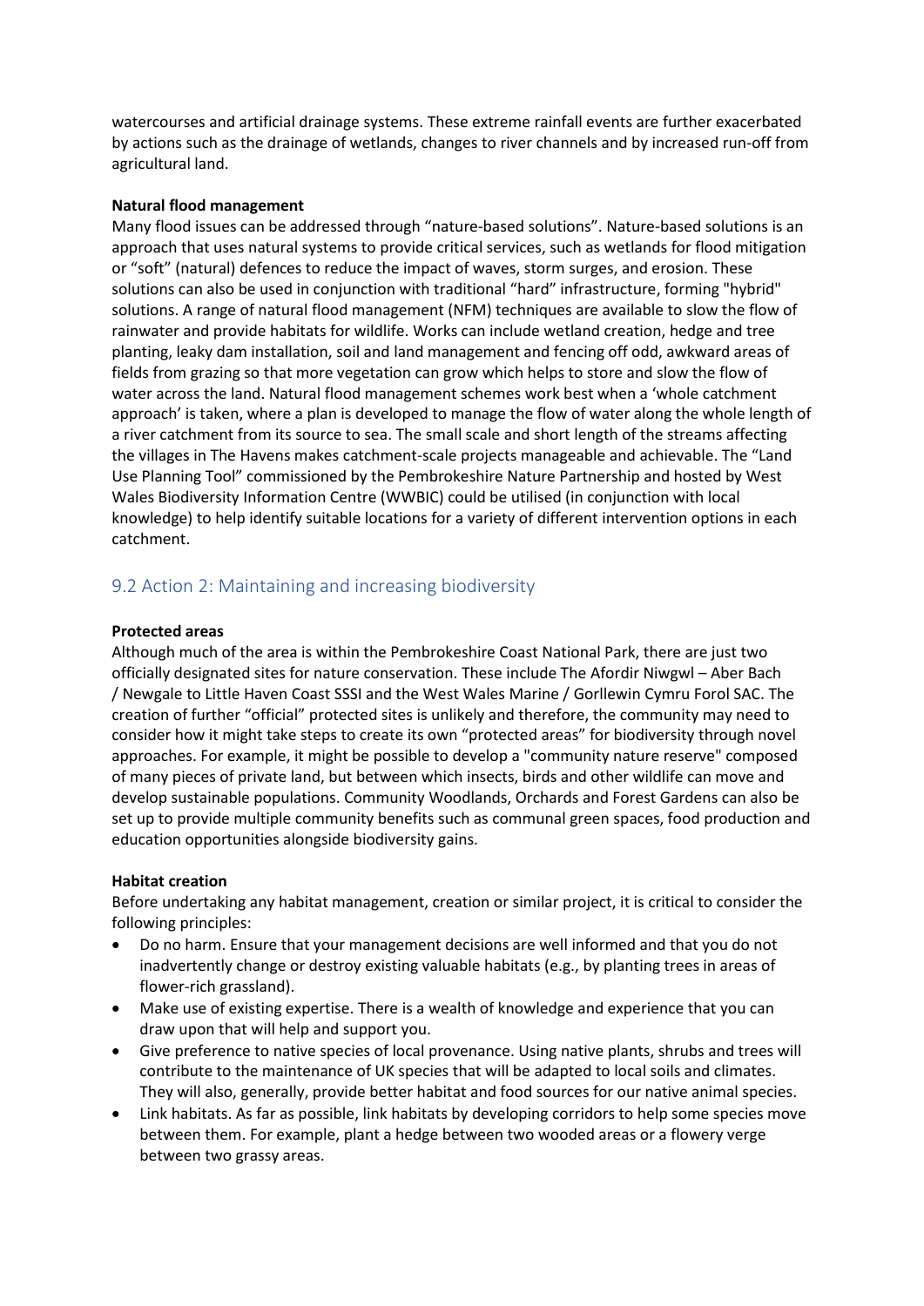watercourses and artificial drainage systems. These extreme rainfall events are further exacerbated by actions such as the drainage of wetlands, changes to river channels and by increased run-off from agricultural land.

**Natural flood management**

Many flood issues can be addressed through "nature-based solutions". Nature-based solutions is an approach that uses natural systems to provide critical services, such as wetlands for flood mitigation or "soft" (natural) defences to reduce the impact of waves, storm surges, and erosion. These solutions can also be used in conjunction with traditional "hard" infrastructure, forming "hybrid" solutions. A range of natural flood management (NFM) techniques are available to slow the flow of rainwater and provide habitats for wildlife. Works can include wetland creation, hedge and tree planting, leaky dam installation, soil and land management and fencing off odd, awkward areas of fields from grazing so that more vegetation can grow which helps to store and slow the flow of water across the land. Natural flood management schemes work best when a 'whole catchment approach' is taken, where a plan is developed to manage the flow of water along the whole length of a river catchment from its source to sea. The small scale and short length of the streams affecting the villages in The Havens makes catchment-scale projects manageable and achievable. The "Land Use Planning Tool" commissioned by the Pembrokeshire Nature Partnership and hosted by West Wales Biodiversity Information Centre (WWBIC) could be utilised (in conjunction with local knowledge) to help identify suitable locations for a variety of different intervention options in each catchment.

## 9.2 Action 2: Maintaining and increasing biodiversity

**Protected areas**

Although much of the area is within the Pembrokeshire Coast National Park, there are just two officially designated sites for nature conservation. These include The Afordir Niwgwl – Aber Bach / Newgale to Little Haven Coast SSSI and the West Wales Marine / Gorllewin Cymru Forol SAC. The creation of further "official" protected sites is unlikely and therefore, the community may need to consider how it might take steps to create its own "protected areas" for biodiversity through novel approaches. For example, it might be possible to develop a "community nature reserve" composed of many pieces of private land, but between which insects, birds and other wildlife can move and develop sustainable populations. Community Woodlands, Orchards and Forest Gardens can also be set up to provide multiple community benefits such as communal green spaces, food production and education opportunities alongside biodiversity gains.

**Habitat creation**

Before undertaking any habitat management, creation or similar project, it is critical to consider the following principles:

- Do no harm. Ensure that your management decisions are well informed and that you do not inadvertently change or destroy existing valuable habitats (e.g., by planting trees in areas of flower-rich grassland).
- Make use of existing expertise. There is a wealth of knowledge and experience that you can draw upon that will help and support you.
- Give preference to native species of local provenance. Using native plants, shrubs and trees will contribute to the maintenance of UK species that will be adapted to local soils and climates. They will also, generally, provide better habitat and food sources for our native animal species.
- Link habitats. As far as possible, link habitats by developing corridors to help some species move between them. For example, plant a hedge between two wooded areas or a flowery verge between two grassy areas.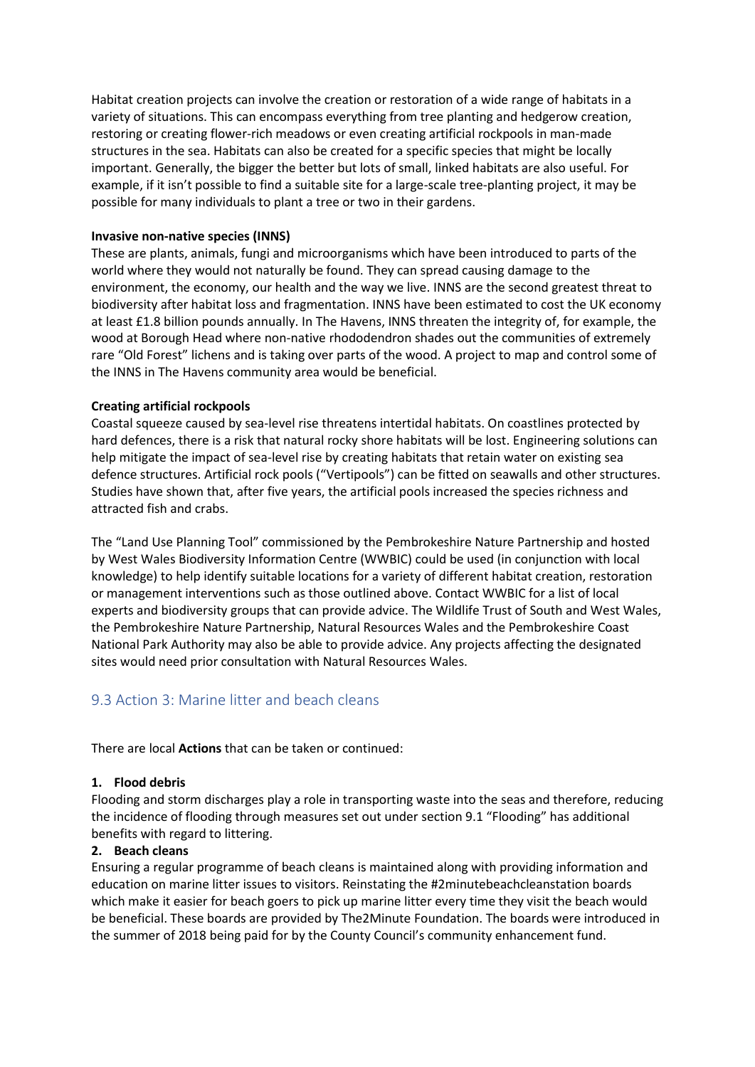Habitat creation projects can involve the creation or restoration of a wide range of habitats in a variety of situations. This can encompass everything from tree planting and hedgerow creation, restoring or creating flower-rich meadows or even creating artificial rockpools in man-made structures in the sea. Habitats can also be created for a specific species that might be locally important. Generally, the bigger the better but lots of small, linked habitats are also useful. For example, if it isn't possible to find a suitable site for a large-scale tree-planting project, it may be possible for many individuals to plant a tree or two in their gardens.

**Invasive non-native species (INNS)**

These are plants, animals, fungi and microorganisms which have been introduced to parts of the world where they would not naturally be found. They can spread causing damage to the environment, the economy, our health and the way we live. INNS are the second greatest threat to biodiversity after habitat loss and fragmentation. INNS have been estimated to cost the UK economy at least £1.8 billion pounds annually. In The Havens, INNS threaten the integrity of, for example, the wood at Borough Head where non-native rhododendron shades out the communities of extremely rare "Old Forest" lichens and is taking over parts of the wood. A project to map and control some of the INNS in The Havens community area would be beneficial.

**Creating artificial rockpools**

Coastal squeeze caused by sea-level rise threatens intertidal habitats. On coastlines protected by hard defences, there is a risk that natural rocky shore habitats will be lost. Engineering solutions can help mitigate the impact of sea-level rise by creating habitats that retain water on existing sea defence structures. Artificial rock pools ("Vertipools") can be fitted on seawalls and other structures. Studies have shown that, after five years, the artificial pools increased the species richness and attracted fish and crabs.

The "Land Use Planning Tool" commissioned by the Pembrokeshire Nature Partnership and hosted by West Wales Biodiversity Information Centre (WWBIC) could be used (in conjunction with local knowledge) to help identify suitable locations for a variety of different habitat creation, restoration or management interventions such as those outlined above. Contact WWBIC for a list of local experts and biodiversity groups that can provide advice. The Wildlife Trust of South and West Wales, the Pembrokeshire Nature Partnership, Natural Resources Wales and the Pembrokeshire Coast National Park Authority may also be able to provide advice. Any projects affecting the designated sites would need prior consultation with Natural Resources Wales.

## 9.3 Action 3: Marine litter and beach cleans

There are local **Actions** that can be taken or continued:

**1. Flood debris**

Flooding and storm discharges play a role in transporting waste into the seas and therefore, reducing the incidence of flooding through measures set out under section 9.1 "Flooding" has additional benefits with regard to littering.

**2. Beach cleans**

Ensuring a regular programme of beach cleans is maintained along with providing information and education on marine litter issues to visitors. Reinstating the #2minutebeachcleanstation boards which make it easier for beach goers to pick up marine litter every time they visit the beach would be beneficial. These boards are provided by The2Minute Foundation. The boards were introduced in the summer of 2018 being paid for by the County Council's community enhancement fund.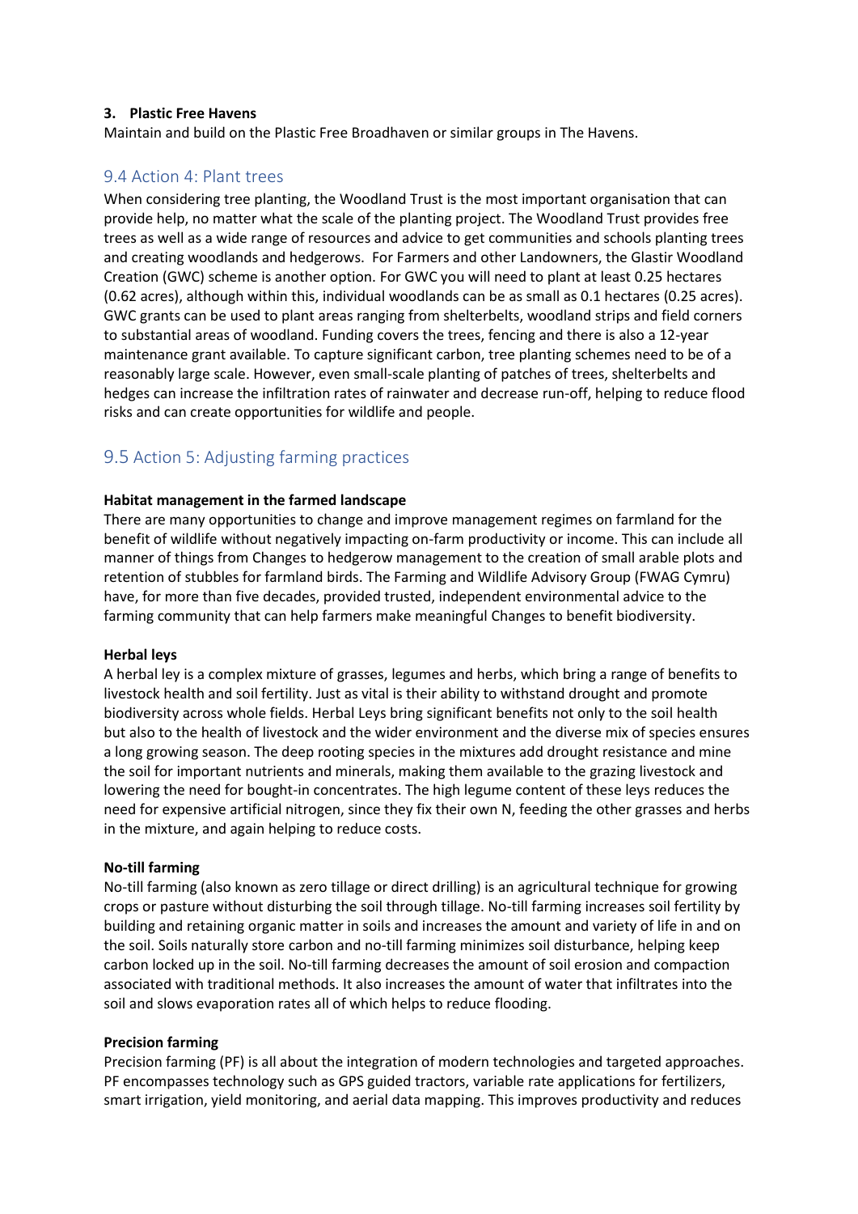**3. Plastic Free Havens**

Maintain and build on the Plastic Free Broadhaven or similar groups in The Havens.

## 9.4 Action 4: Plant trees

When considering tree planting, the Woodland Trust is the most important organisation that can provide help, no matter what the scale of the planting project. The Woodland Trust provides free trees as well as a wide range of resources and advice to get communities and schools planting trees and creating woodlands and hedgerows. For Farmers and other Landowners, the Glastir Woodland Creation (GWC) scheme is another option. For GWC you will need to plant at least 0.25 hectares (0.62 acres), although within this, individual woodlands can be as small as 0.1 hectares (0.25 acres). GWC grants can be used to plant areas ranging from shelterbelts, woodland strips and field corners to substantial areas of woodland. Funding covers the trees, fencing and there is also a 12-year maintenance grant available. To capture significant carbon, tree planting schemes need to be of a reasonably large scale. However, even small-scale planting of patches of trees, shelterbelts and hedges can increase the infiltration rates of rainwater and decrease run-off, helping to reduce flood risks and can create opportunities for wildlife and people.

## 9.5 Action 5: Adjusting farming practices

**Habitat management in the farmed landscape**

There are many opportunities to change and improve management regimes on farmland for the benefit of wildlife without negatively impacting on-farm productivity or income. This can include all manner of things from Changes to hedgerow management to the creation of small arable plots and retention of stubbles for farmland birds. The Farming and Wildlife Advisory Group (FWAG Cymru) have, for more than five decades, provided trusted, independent environmental advice to the farming community that can help farmers make meaningful Changes to benefit biodiversity.

**Herbal leys**

A herbal ley is a complex mixture of grasses, legumes and herbs, which bring a range of benefits to livestock health and soil fertility. Just as vital is their ability to withstand drought and promote biodiversity across whole fields. Herbal Leys bring significant benefits not only to the soil health but also to the health of livestock and the wider environment and the diverse mix of species ensures a long growing season. The deep rooting species in the mixtures add drought resistance and mine the soil for important nutrients and minerals, making them available to the grazing livestock and lowering the need for bought-in concentrates. The high legume content of these leys reduces the need for expensive artificial nitrogen, since they fix their own N, feeding the other grasses and herbs in the mixture, and again helping to reduce costs.

**No-till farming**

No-till farming (also known as zero tillage or direct drilling) is an agricultural technique for growing crops or pasture without disturbing the soil through tillage. No-till farming increases soil fertility by building and retaining organic matter in soils and increases the amount and variety of life in and on the soil. Soils naturally store carbon and no-till farming minimizes soil disturbance, helping keep carbon locked up in the soil. No-till farming decreases the amount of soil erosion and compaction associated with traditional methods. It also increases the amount of water that infiltrates into the soil and slows evaporation rates all of which helps to reduce flooding.

**Precision farming**

Precision farming (PF) is all about the integration of modern technologies and targeted approaches. PF encompasses technology such as GPS guided tractors, variable rate applications for fertilizers, smart irrigation, yield monitoring, and aerial data mapping. This improves productivity and reduces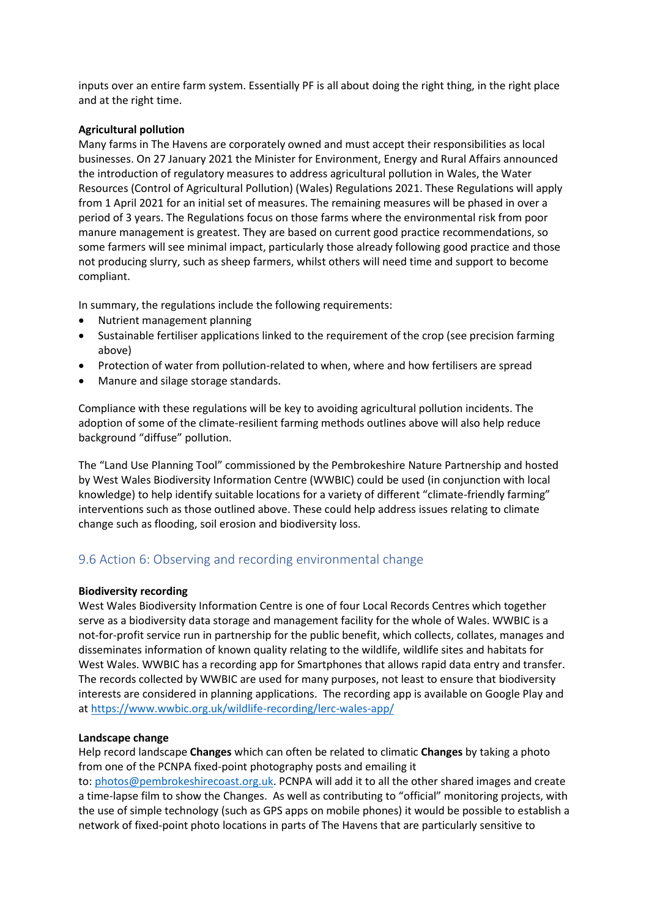inputs over an entire farm system. Essentially PF is all about doing the right thing, in the right place and at the right time.

**Agricultural pollution**

Many farms in The Havens are corporately owned and must accept their responsibilities as local businesses. On 27 January 2021 the Minister for Environment, Energy and Rural Affairs announced the introduction of regulatory measures to address agricultural pollution in Wales, the Water Resources (Control of Agricultural Pollution) (Wales) Regulations 2021. These Regulations will apply from 1 April 2021 for an initial set of measures. The remaining measures will be phased in over a period of 3 years. The Regulations focus on those farms where the environmental risk from poor manure management is greatest. They are based on current good practice recommendations, so some farmers will see minimal impact, particularly those already following good practice and those not producing slurry, such as sheep farmers, whilst others will need time and support to become compliant.

In summary, the regulations include the following requirements:

- Nutrient management planning
- Sustainable fertiliser applications linked to the requirement of the crop (see precision farming above)
- Protection of water from pollution-related to when, where and how fertilisers are spread
- Manure and silage storage standards.

Compliance with these regulations will be key to avoiding agricultural pollution incidents. The adoption of some of the climate-resilient farming methods outlines above will also help reduce background "diffuse" pollution.

The "Land Use Planning Tool" commissioned by the Pembrokeshire Nature Partnership and hosted by West Wales Biodiversity Information Centre (WWBIC) could be used (in conjunction with local knowledge) to help identify suitable locations for a variety of different "climate-friendly farming" interventions such as those outlined above. These could help address issues relating to climate change such as flooding, soil erosion and biodiversity loss.

## 9.6 Action 6: Observing and recording environmental change

**Biodiversity recording**

West Wales Biodiversity Information Centre is one of four Local Records Centres which together serve as a biodiversity data storage and management facility for the whole of Wales. WWBIC is a not-for-profit service run in partnership for the public benefit, which collects, collates, manages and disseminates information of known quality relating to the wildlife, wildlife sites and habitats for West Wales. WWBIC has a recording app for Smartphones that allows rapid data entry and transfer. The records collected by WWBIC are used for many purposes, not least to ensure that biodiversity interests are considered in planning applications. The recording app is available on Google Play and at https://www.wwbic.org.uk/wildlife-recording/lerc-wales-app/

**Landscape change**

Help record landscape **Changes** which can often be related to climatic **Changes** by taking a photo from one of the PCNPA fixed-point photography posts and emailing it to: photos@pembrokeshirecoast.org.uk. PCNPA will add it to all the other shared images and create a time-lapse film to show the Changes. As well as contributing to "official" monitoring projects, with the use of simple technology (such as GPS apps on mobile phones) it would be possible to establish a network of fixed-point photo locations in parts of The Havens that are particularly sensitive to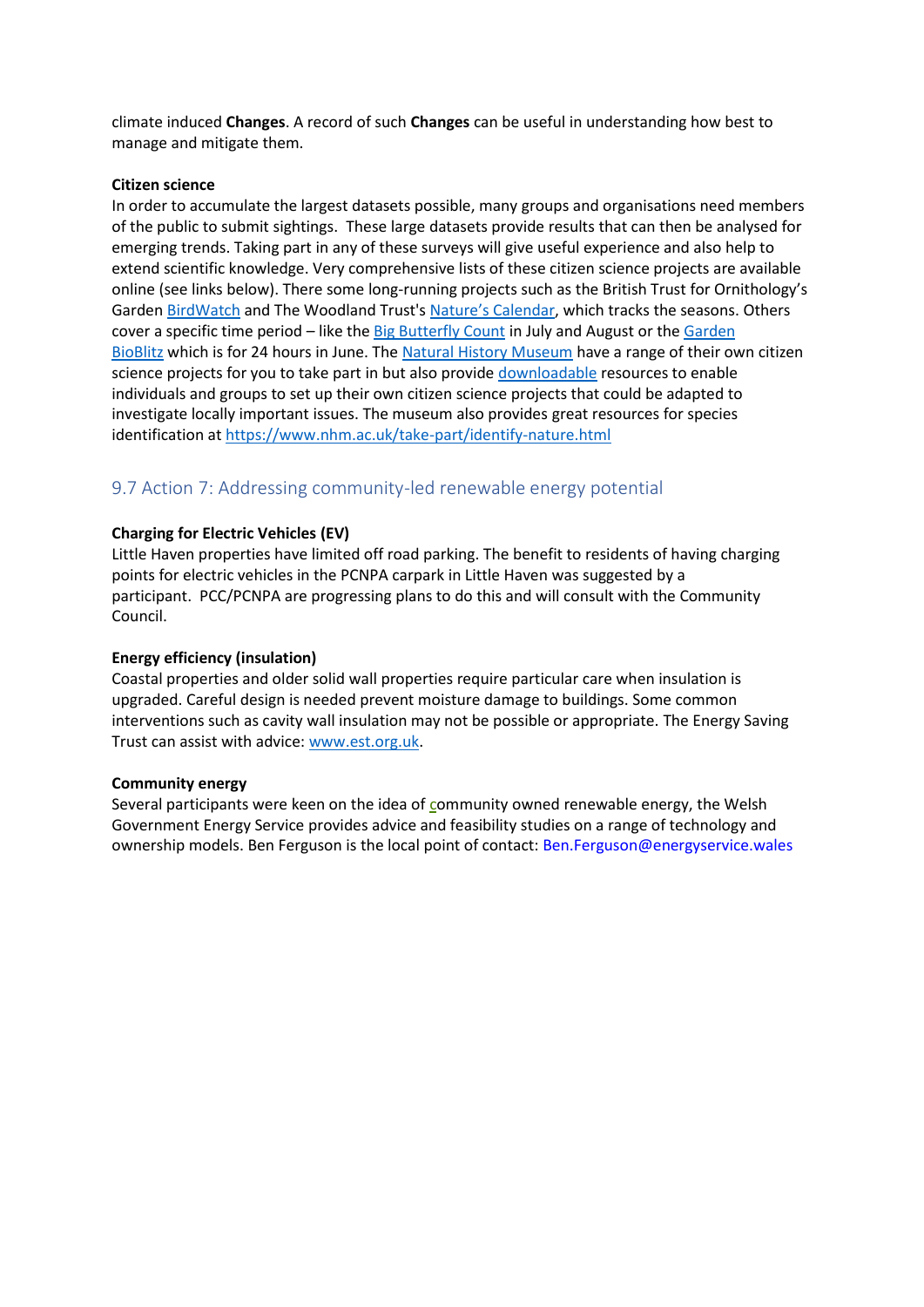climate induced **Changes**. A record of such **Changes** can be useful in understanding how best to manage and mitigate them.

**Citizen science**

In order to accumulate the largest datasets possible, many groups and organisations need members of the public to submit sightings. These large datasets provide results that can then be analysed for emerging trends. Taking part in any of these surveys will give useful experience and also help to extend scientific knowledge. Very comprehensive lists of these citizen science projects are available online (see links below). There some long-running projects such as the British Trust for Ornithology's Garden BirdWatch and The Woodland Trust's Nature's Calendar, which tracks the seasons. Others cover a specific time period – like the Big Butterfly Count in July and August or the Garden BioBlitz which is for 24 hours in June. The Natural History Museum have a range of their own citizen science projects for you to take part in but also provide downloadable resources to enable individuals and groups to set up their own citizen science projects that could be adapted to investigate locally important issues. The museum also provides great resources for species identification at https://www.nhm.ac.uk/take-part/identify-nature.html

## 9.7 Action 7: Addressing community-led renewable energy potential

**Charging for Electric Vehicles (EV)**

Little Haven properties have limited off road parking. The benefit to residents of having charging points for electric vehicles in the PCNPA carpark in Little Haven was suggested by a participant. PCC/PCNPA are progressing plans to do this and will consult with the Community Council.

**Energy efficiency (insulation)**

Coastal properties and older solid wall properties require particular care when insulation is upgraded. Careful design is needed prevent moisture damage to buildings. Some common interventions such as cavity wall insulation may not be possible or appropriate. The Energy Saving Trust can assist with advice: www.est.org.uk.

**Community energy**

Several participants were keen on the idea of community owned renewable energy, the Welsh Government Energy Service provides advice and feasibility studies on a range of technology and ownership models. Ben Ferguson is the local point of contact: Ben.Ferguson@energyservice.wales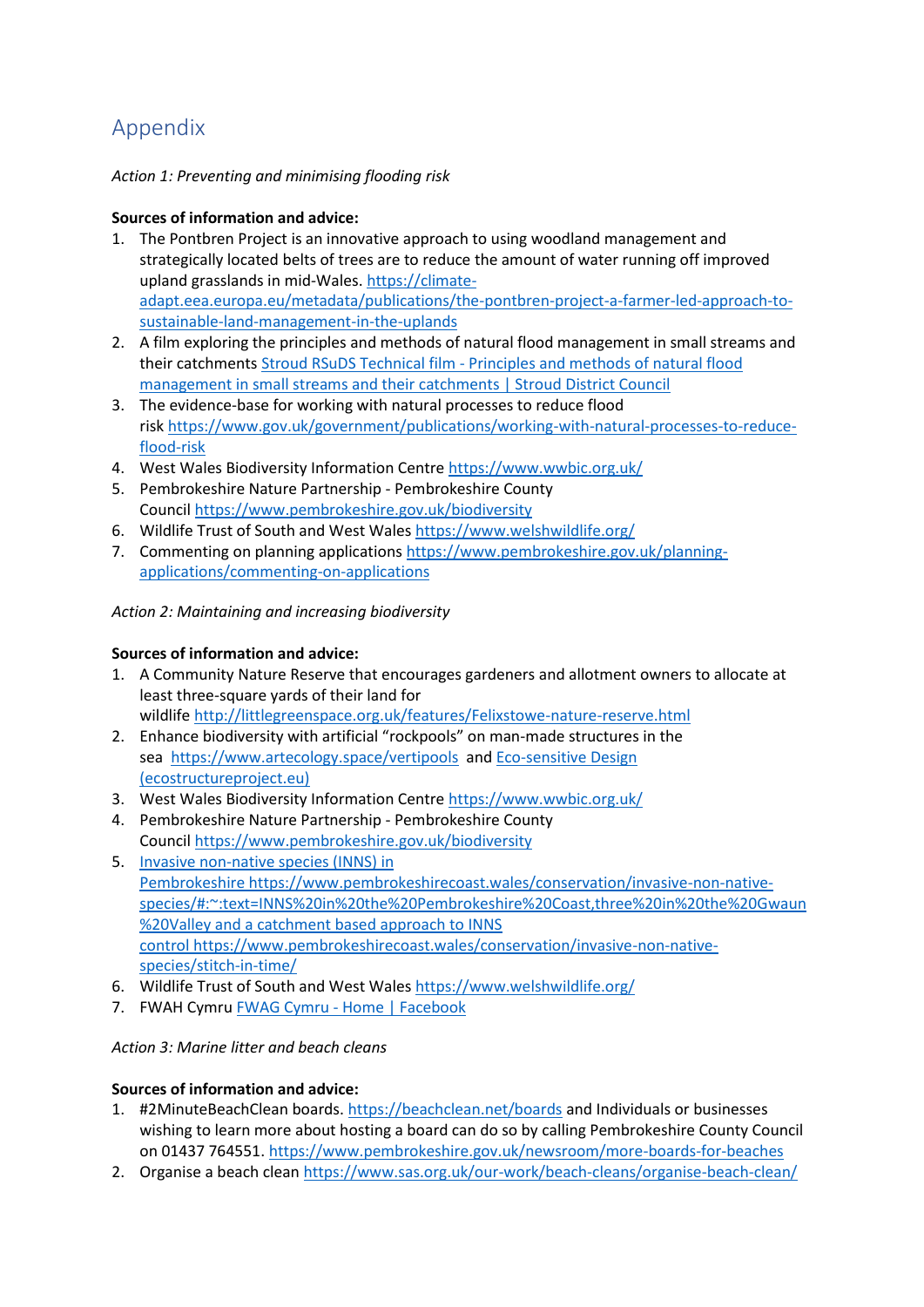# Appendix

*Action 1: Preventing and minimising flooding risk*

**Sources of information and advice:**

1. The Pontbren Project is an innovative approach to using woodland management and strategically located belts of trees are to reduce the amount of water running off improved upland grasslands in mid-Wales. https://climate-adapt.eea.europa.eu/metadata/publications/the-pontbren-project-a-farmer-led-approach-to-sustainable-land-management-in-the-uplands
2. A film exploring the principles and methods of natural flood management in small streams and their catchments Stroud RSuDS Technical film - Principles and methods of natural flood management in small streams and their catchments | Stroud District Council
3. The evidence-base for working with natural processes to reduce flood risk https://www.gov.uk/government/publications/working-with-natural-processes-to-reduce-flood-risk
4. West Wales Biodiversity Information Centre https://www.wwbic.org.uk/
5. Pembrokeshire Nature Partnership - Pembrokeshire County Council https://www.pembrokeshire.gov.uk/biodiversity
6. Wildlife Trust of South and West Wales https://www.welshwildlife.org/
7. Commenting on planning applications https://www.pembrokeshire.gov.uk/planning-applications/commenting-on-applications

*Action 2: Maintaining and increasing biodiversity*

**Sources of information and advice:**

1. A Community Nature Reserve that encourages gardeners and allotment owners to allocate at least three-square yards of their land for wildlife http://littlegreenspace.org.uk/features/Felixstowe-nature-reserve.html
2. Enhance biodiversity with artificial "rockpools" on man-made structures in the sea https://www.artecology.space/vertipools and Eco-sensitive Design (ecostructureproject.eu)
3. West Wales Biodiversity Information Centre https://www.wwbic.org.uk/
4. Pembrokeshire Nature Partnership - Pembrokeshire County Council https://www.pembrokeshire.gov.uk/biodiversity
5. Invasive non-native species (INNS) in Pembrokeshire https://www.pembrokeshirecoast.wales/conservation/invasive-non-native-species/#:~:text=INNS%20in%20the%20Pembrokeshire%20Coast,three%20in%20the%20Gwaun%20Valley and a catchment based approach to INNS control https://www.pembrokeshirecoast.wales/conservation/invasive-non-native-species/stitch-in-time/
6. Wildlife Trust of South and West Wales https://www.welshwildlife.org/
7. FWAH Cymru FWAG Cymru - Home | Facebook

*Action 3: Marine litter and beach cleans*

**Sources of information and advice:**

1. #2MinuteBeachClean boards. https://beachclean.net/boards and Individuals or businesses wishing to learn more about hosting a board can do so by calling Pembrokeshire County Council on 01437 764551. https://www.pembrokeshire.gov.uk/newsroom/more-boards-for-beaches
2. Organise a beach clean https://www.sas.org.uk/our-work/beach-cleans/organise-beach-clean/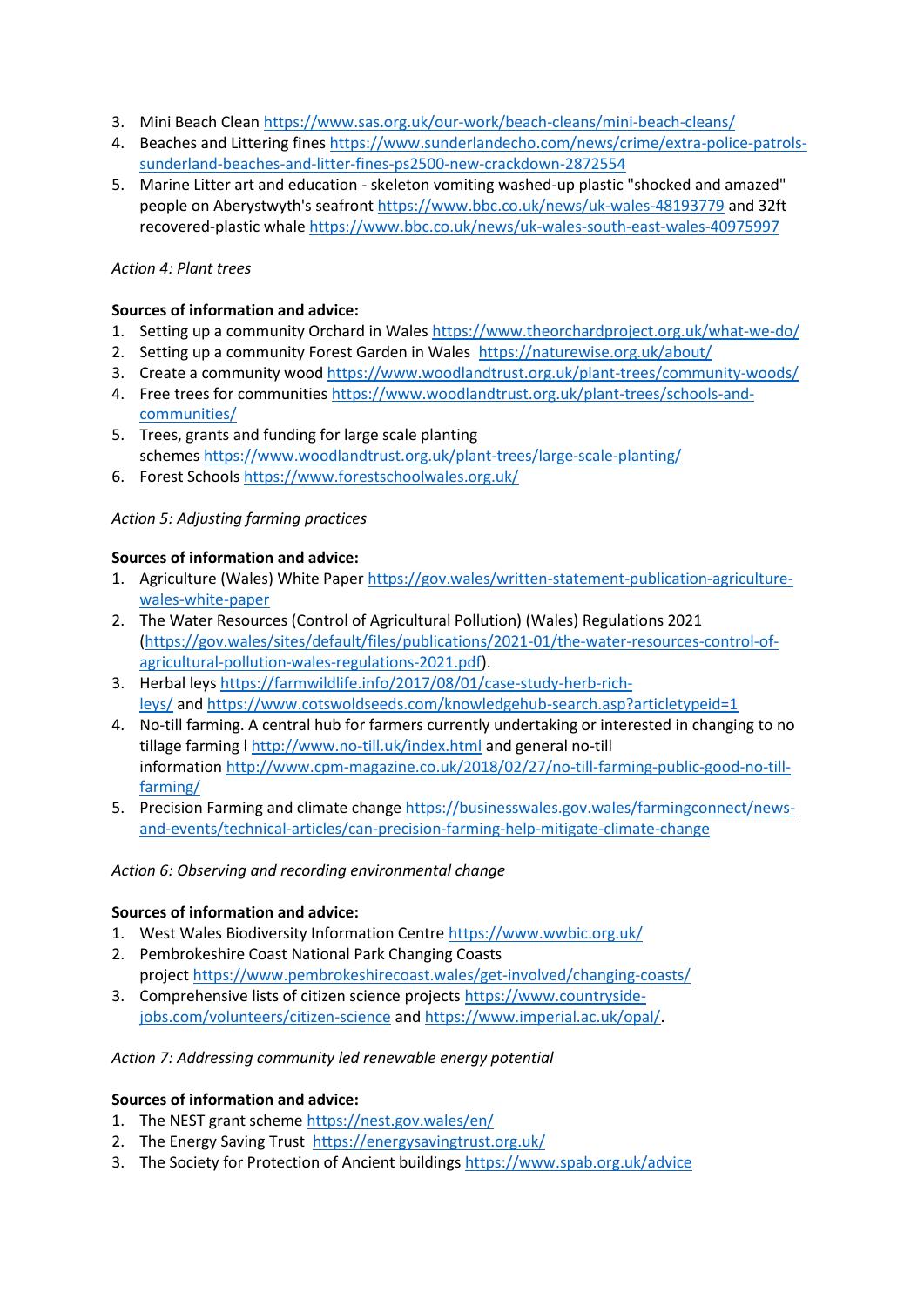3. Mini Beach Clean https://www.sas.org.uk/our-work/beach-cleans/mini-beach-cleans/
4. Beaches and Littering fines https://www.sunderlandecho.com/news/crime/extra-police-patrols-sunderland-beaches-and-litter-fines-ps2500-new-crackdown-2872554
5. Marine Litter art and education - skeleton vomiting washed-up plastic "shocked and amazed" people on Aberystwyth's seafront https://www.bbc.co.uk/news/uk-wales-48193779 and 32ft recovered-plastic whale https://www.bbc.co.uk/news/uk-wales-south-east-wales-40975997

*Action 4: Plant trees*

**Sources of information and advice:**

1. Setting up a community Orchard in Wales https://www.theorchardproject.org.uk/what-we-do/
2. Setting up a community Forest Garden in Wales https://naturewise.org.uk/about/
3. Create a community wood https://www.woodlandtrust.org.uk/plant-trees/community-woods/
4. Free trees for communities https://www.woodlandtrust.org.uk/plant-trees/schools-and-communities/
5. Trees, grants and funding for large scale planting schemes https://www.woodlandtrust.org.uk/plant-trees/large-scale-planting/
6. Forest Schools https://www.forestschoolwales.org.uk/

*Action 5: Adjusting farming practices*

**Sources of information and advice:**

1. Agriculture (Wales) White Paper https://gov.wales/written-statement-publication-agriculture-wales-white-paper
2. The Water Resources (Control of Agricultural Pollution) (Wales) Regulations 2021 (https://gov.wales/sites/default/files/publications/2021-01/the-water-resources-control-of-agricultural-pollution-wales-regulations-2021.pdf).
3. Herbal leys https://farmwildlife.info/2017/08/01/case-study-herb-rich-leys/ and https://www.cotswoldseeds.com/knowledgehub-search.asp?articletypeid=1
4. No-till farming. A central hub for farmers currently undertaking or interested in changing to no tillage farming I http://www.no-till.uk/index.html and general no-till information http://www.cpm-magazine.co.uk/2018/02/27/no-till-farming-public-good-no-till-farming/
5. Precision Farming and climate change https://businesswales.gov.wales/farmingconnect/news-and-events/technical-articles/can-precision-farming-help-mitigate-climate-change

*Action 6: Observing and recording environmental change*

**Sources of information and advice:**

1. West Wales Biodiversity Information Centre https://www.wwbic.org.uk/
2. Pembrokeshire Coast National Park Changing Coasts project https://www.pembrokeshirecoast.wales/get-involved/changing-coasts/
3. Comprehensive lists of citizen science projects https://www.countryside-jobs.com/volunteers/citizen-science and https://www.imperial.ac.uk/opal/.

*Action 7: Addressing community led renewable energy potential*

**Sources of information and advice:**

1. The NEST grant scheme https://nest.gov.wales/en/
2. The Energy Saving Trust https://energysavingtrust.org.uk/
3. The Society for Protection of Ancient buildings https://www.spab.org.uk/advice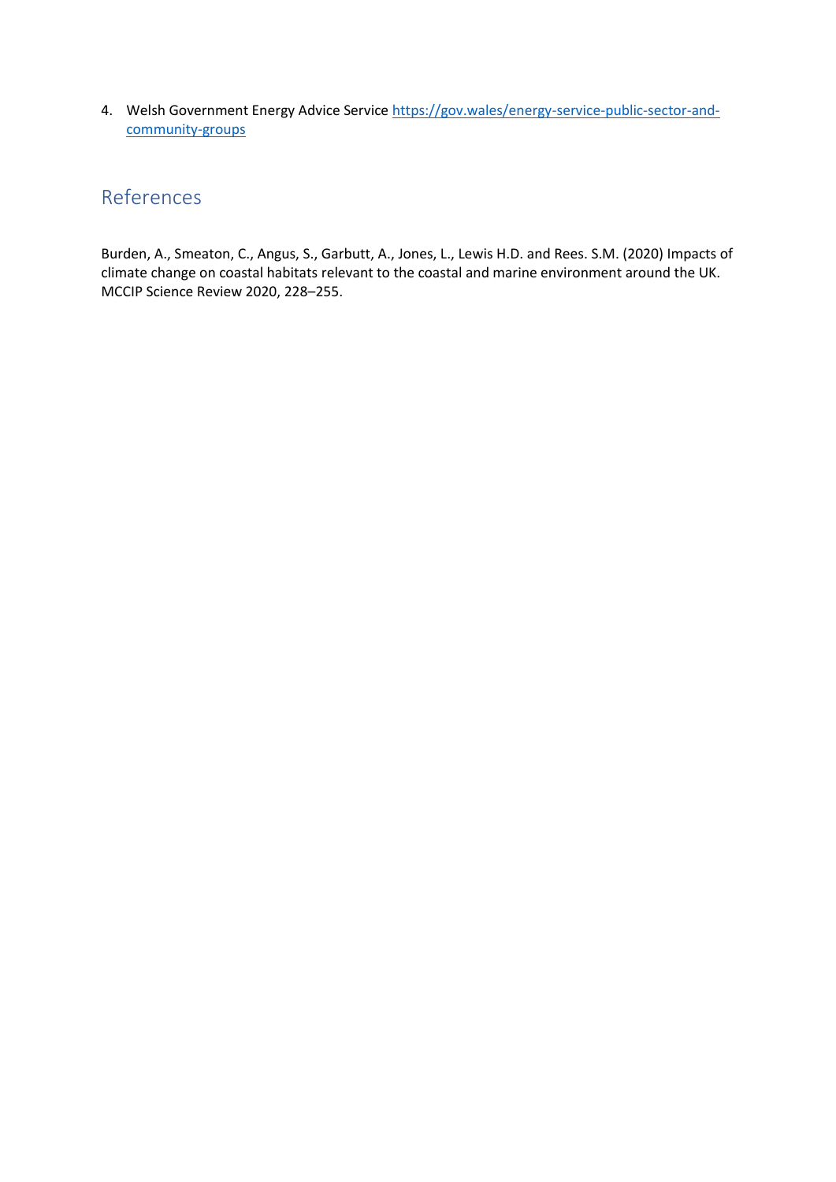4. Welsh Government Energy Advice Service https://gov.wales/energy-service-public-sector-and-community-groups

## References

Burden, A., Smeaton, C., Angus, S., Garbutt, A., Jones, L., Lewis H.D. and Rees. S.M. (2020) Impacts of climate change on coastal habitats relevant to the coastal and marine environment around the UK. MCCIP Science Review 2020, 228–255.